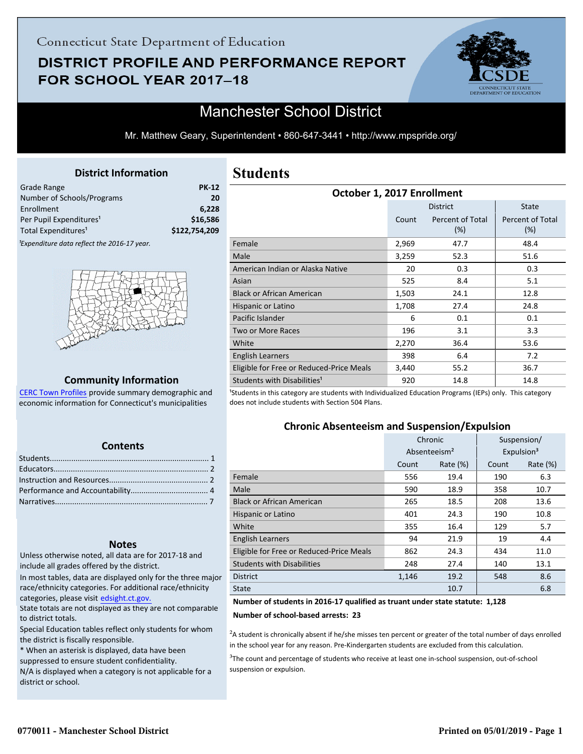Connecticut State Department of Education

# DISTRICT PROFILE AND PERFORMANCE REPORT FOR SCHOOL YEAR 2017–18

## Manchester School District

Mr. Matthew Geary, Superintendent • 860-647-3441 • http://www.mpspride.org/

### District Information

| | |
|---|---|
| Grade Range | PK-12 |
| Number of Schools/Programs | 20 |
| Enrollment | 6,228 |
| Per Pupil Expenditures[1] | $16,586 |
| Total Expenditures[1] | $122,754,209 |

*[1]Expenditure data reflect the 2016-17 year.*

### Community Information

CERC Town Profiles provide summary demographic and economic information for Connecticut's municipalities

### Contents

Students........................................................................ 1
Educators....................................................................... 2
Instruction and Resources............................................. 2
Performance and Accountability.................................... 4
Narratives...................................................................... 7

### Notes

Unless otherwise noted, all data are for 2017-18 and include all grades offered by the district.

In most tables, data are displayed only for the three major race/ethnicity categories. For additional race/ethnicity categories, please visit edsight.ct.gov.

State totals are not displayed as they are not comparable to district totals.

Special Education tables reflect only students for whom the district is fiscally responsible.

* When an asterisk is displayed, data have been suppressed to ensure student confidentiality.

N/A is displayed when a category is not applicable for a district or school.

# Students

### October 1, 2017 Enrollment

| | District | | State |
|---|---|---|---|
| | Count | Percent of Total (%) | Percent of Total (%) |
| Female | 2,969 | 47.7 | 48.4 |
| Male | 3,259 | 52.3 | 51.6 |
| American Indian or Alaska Native | 20 | 0.3 | 0.3 |
| Asian | 525 | 8.4 | 5.1 |
| Black or African American | 1,503 | 24.1 | 12.8 |
| Hispanic or Latino | 1,708 | 27.4 | 24.8 |
| Pacific Islander | 6 | 0.1 | 0.1 |
| Two or More Races | 196 | 3.1 | 3.3 |
| White | 2,270 | 36.4 | 53.6 |
| English Learners | 398 | 6.4 | 7.2 |
| Eligible for Free or Reduced-Price Meals | 3,440 | 55.2 | 36.7 |
| Students with Disabilities[1] | 920 | 14.8 | 14.8 |

[1]Students in this category are students with Individualized Education Programs (IEPs) only. This category does not include students with Section 504 Plans.

### Chronic Absenteeism and Suspension/Expulsion

| | Chronic Absenteeism[2] | | Suspension/ Expulsion[3] | |
|---|---|---|---|---|
| | Count | Rate (%) | Count | Rate (%) |
| Female | 556 | 19.4 | 190 | 6.3 |
| Male | 590 | 18.9 | 358 | 10.7 |
| Black or African American | 265 | 18.5 | 208 | 13.6 |
| Hispanic or Latino | 401 | 24.3 | 190 | 10.8 |
| White | 355 | 16.4 | 129 | 5.7 |
| English Learners | 94 | 21.9 | 19 | 4.4 |
| Eligible for Free or Reduced-Price Meals | 862 | 24.3 | 434 | 11.0 |
| Students with Disabilities | 248 | 27.4 | 140 | 13.1 |
| District | 1,146 | 19.2 | 548 | 8.6 |
| State | | 10.7 | | 6.8 |

**Number of students in 2016-17 qualified as truant under state statute: 1,128**

**Number of school-based arrests: 23**

[2]A student is chronically absent if he/she misses ten percent or greater of the total number of days enrolled in the school year for any reason. Pre-Kindergarten students are excluded from this calculation.

[3]The count and percentage of students who receive at least one in-school suspension, out-of-school suspension or expulsion.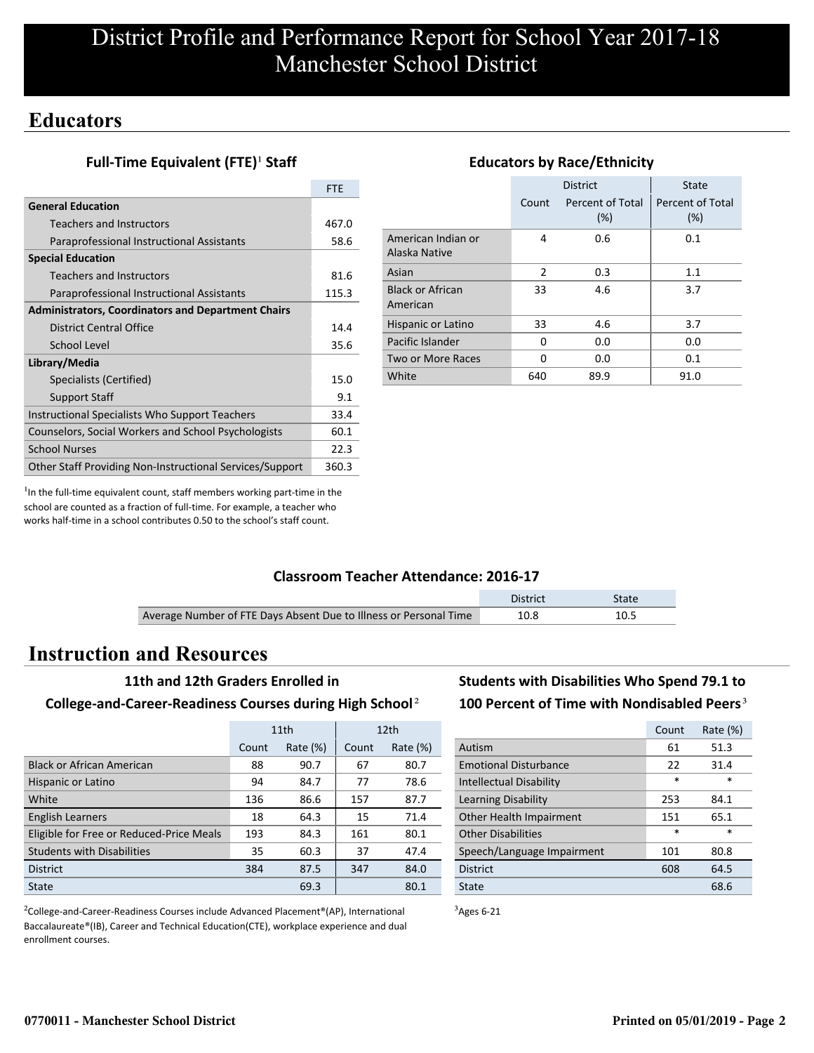# District Profile and Performance Report for School Year 2017-18
# Manchester School District

## Educators

### Full-Time Equivalent (FTE)[1] Staff

| | FTE |
|---|---|
| **General Education** | |
| Teachers and Instructors | 467.0 |
| Paraprofessional Instructional Assistants | 58.6 |
| **Special Education** | |
| Teachers and Instructors | 81.6 |
| Paraprofessional Instructional Assistants | 115.3 |
| **Administrators, Coordinators and Department Chairs** | |
| District Central Office | 14.4 |
| School Level | 35.6 |
| **Library/Media** | |
| Specialists (Certified) | 15.0 |
| Support Staff | 9.1 |
| Instructional Specialists Who Support Teachers | 33.4 |
| Counselors, Social Workers and School Psychologists | 60.1 |
| School Nurses | 22.3 |
| Other Staff Providing Non-Instructional Services/Support | 360.3 |

[1]In the full-time equivalent count, staff members working part-time in the school are counted as a fraction of full-time. For example, a teacher who works half-time in a school contributes 0.50 to the school's staff count.

### Educators by Race/Ethnicity

| | District | | State |
|---|---|---|---|
| | Count | Percent of Total (%) | Percent of Total (%) |
| American Indian or Alaska Native | 4 | 0.6 | 0.1 |
| Asian | 2 | 0.3 | 1.1 |
| Black or African American | 33 | 4.6 | 3.7 |
| Hispanic or Latino | 33 | 4.6 | 3.7 |
| Pacific Islander | 0 | 0.0 | 0.0 |
| Two or More Races | 0 | 0.0 | 0.1 |
| White | 640 | 89.9 | 91.0 |

### Classroom Teacher Attendance: 2016-17

| | District | State |
|---|---|---|
| Average Number of FTE Days Absent Due to Illness or Personal Time | 10.8 | 10.5 |

## Instruction and Resources

### 11th and 12th Graders Enrolled in College-and-Career-Readiness Courses during High School[2]

| | 11th | | 12th | |
|---|---|---|---|---|
| | Count | Rate (%) | Count | Rate (%) |
| Black or African American | 88 | 90.7 | 67 | 80.7 |
| Hispanic or Latino | 94 | 84.7 | 77 | 78.6 |
| White | 136 | 86.6 | 157 | 87.7 |
| English Learners | 18 | 64.3 | 15 | 71.4 |
| Eligible for Free or Reduced-Price Meals | 193 | 84.3 | 161 | 80.1 |
| Students with Disabilities | 35 | 60.3 | 37 | 47.4 |
| District | 384 | 87.5 | 347 | 84.0 |
| State | | 69.3 | | 80.1 |

[2]College-and-Career-Readiness Courses include Advanced Placement®(AP), International Baccalaureate®(IB), Career and Technical Education(CTE), workplace experience and dual enrollment courses.

### Students with Disabilities Who Spend 79.1 to 100 Percent of Time with Nondisabled Peers[3]

| | Count | Rate (%) |
|---|---|---|
| Autism | 61 | 51.3 |
| Emotional Disturbance | 22 | 31.4 |
| Intellectual Disability | * | * |
| Learning Disability | 253 | 84.1 |
| Other Health Impairment | 151 | 65.1 |
| Other Disabilities | * | * |
| Speech/Language Impairment | 101 | 80.8 |
| District | 608 | 64.5 |
| State | | 68.6 |

[3]Ages 6-21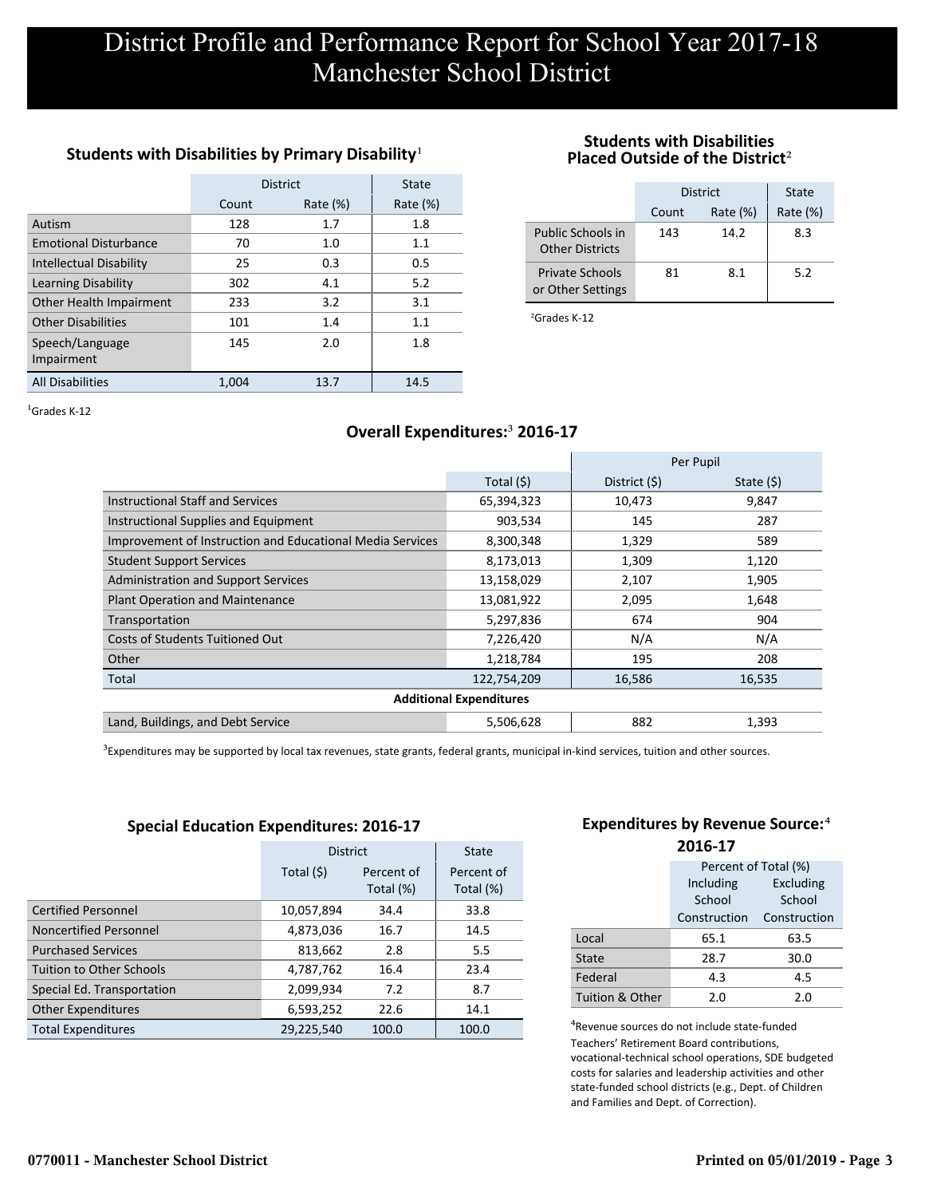# District Profile and Performance Report for School Year 2017-18
# Manchester School District

### Students with Disabilities by Primary Disability[1]

| | District | | State |
|---|---|---|---|
| | Count | Rate (%) | Rate (%) |
| Autism | 128 | 1.7 | 1.8 |
| Emotional Disturbance | 70 | 1.0 | 1.1 |
| Intellectual Disability | 25 | 0.3 | 0.5 |
| Learning Disability | 302 | 4.1 | 5.2 |
| Other Health Impairment | 233 | 3.2 | 3.1 |
| Other Disabilities | 101 | 1.4 | 1.1 |
| Speech/Language Impairment | 145 | 2.0 | 1.8 |
| All Disabilities | 1,004 | 13.7 | 14.5 |

[1]Grades K-12

### Students with Disabilities Placed Outside of the District[2]

| | District | | State |
|---|---|---|---|
| | Count | Rate (%) | Rate (%) |
| Public Schools in Other Districts | 143 | 14.2 | 8.3 |
| Private Schools or Other Settings | 81 | 8.1 | 5.2 |

[2]Grades K-12

### Overall Expenditures:[3] 2016-17

| | | Per Pupil | |
|---|---|---|---|
| | Total ($) | District ($) | State ($) |
| Instructional Staff and Services | 65,394,323 | 10,473 | 9,847 |
| Instructional Supplies and Equipment | 903,534 | 145 | 287 |
| Improvement of Instruction and Educational Media Services | 8,300,348 | 1,329 | 589 |
| Student Support Services | 8,173,013 | 1,309 | 1,120 |
| Administration and Support Services | 13,158,029 | 2,107 | 1,905 |
| Plant Operation and Maintenance | 13,081,922 | 2,095 | 1,648 |
| Transportation | 5,297,836 | 674 | 904 |
| Costs of Students Tuitioned Out | 7,226,420 | N/A | N/A |
| Other | 1,218,784 | 195 | 208 |
| Total | 122,754,209 | 16,586 | 16,535 |
| **Additional Expenditures** | | | |
| Land, Buildings, and Debt Service | 5,506,628 | 882 | 1,393 |

[3]Expenditures may be supported by local tax revenues, state grants, federal grants, municipal in-kind services, tuition and other sources.

### Special Education Expenditures: 2016-17

| | District | | State |
|---|---|---|---|
| | Total ($) | Percent of Total (%) | Percent of Total (%) |
| Certified Personnel | 10,057,894 | 34.4 | 33.8 |
| Noncertified Personnel | 4,873,036 | 16.7 | 14.5 |
| Purchased Services | 813,662 | 2.8 | 5.5 |
| Tuition to Other Schools | 4,787,762 | 16.4 | 23.4 |
| Special Ed. Transportation | 2,099,934 | 7.2 | 8.7 |
| Other Expenditures | 6,593,252 | 22.6 | 14.1 |
| Total Expenditures | 29,225,540 | 100.0 | 100.0 |

### Expenditures by Revenue Source:[4] 2016-17

| | Percent of Total (%) | |
|---|---|---|
| | Including School Construction | Excluding School Construction |
| Local | 65.1 | 63.5 |
| State | 28.7 | 30.0 |
| Federal | 4.3 | 4.5 |
| Tuition & Other | 2.0 | 2.0 |

[4]Revenue sources do not include state-funded Teachers' Retirement Board contributions, vocational-technical school operations, SDE budgeted costs for salaries and leadership activities and other state-funded school districts (e.g., Dept. of Children and Families and Dept. of Correction).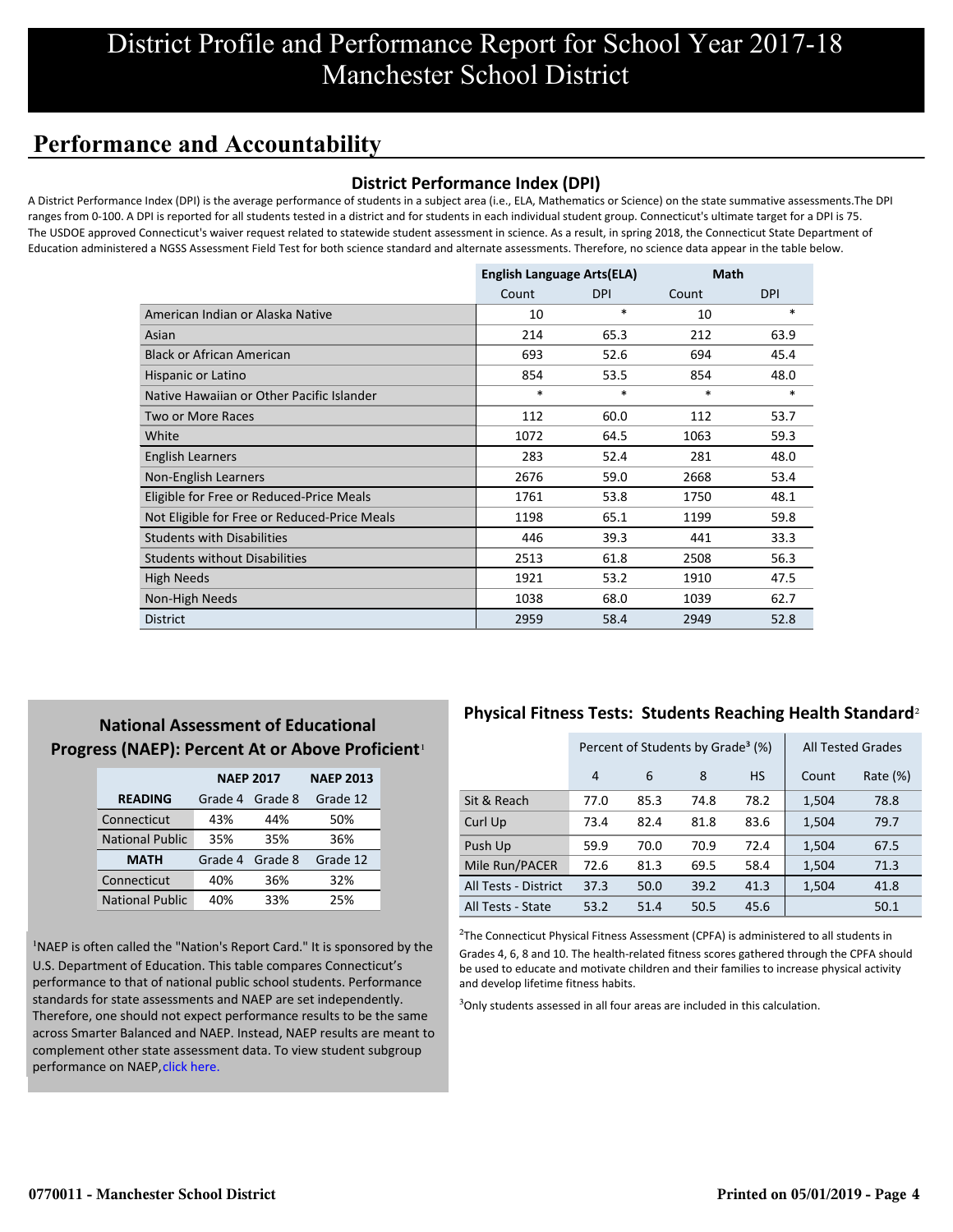# District Profile and Performance Report for School Year 2017-18
# Manchester School District

## Performance and Accountability

### District Performance Index (DPI)

A District Performance Index (DPI) is the average performance of students in a subject area (i.e., ELA, Mathematics or Science) on the state summative assessments.The DPI ranges from 0-100. A DPI is reported for all students tested in a district and for students in each individual student group. Connecticut's ultimate target for a DPI is 75. The USDOE approved Connecticut's waiver request related to statewide student assessment in science. As a result, in spring 2018, the Connecticut State Department of Education administered a NGSS Assessment Field Test for both science standard and alternate assessments. Therefore, no science data appear in the table below.

| | English Language Arts(ELA) | | Math | |
|---|---|---|---|---|
| | Count | DPI | Count | DPI |
| American Indian or Alaska Native | 10 | * | 10 | * |
| Asian | 214 | 65.3 | 212 | 63.9 |
| Black or African American | 693 | 52.6 | 694 | 45.4 |
| Hispanic or Latino | 854 | 53.5 | 854 | 48.0 |
| Native Hawaiian or Other Pacific Islander | * | * | * | * |
| Two or More Races | 112 | 60.0 | 112 | 53.7 |
| White | 1072 | 64.5 | 1063 | 59.3 |
| English Learners | 283 | 52.4 | 281 | 48.0 |
| Non-English Learners | 2676 | 59.0 | 2668 | 53.4 |
| Eligible for Free or Reduced-Price Meals | 1761 | 53.8 | 1750 | 48.1 |
| Not Eligible for Free or Reduced-Price Meals | 1198 | 65.1 | 1199 | 59.8 |
| Students with Disabilities | 446 | 39.3 | 441 | 33.3 |
| Students without Disabilities | 2513 | 61.8 | 2508 | 56.3 |
| High Needs | 1921 | 53.2 | 1910 | 47.5 |
| Non-High Needs | 1038 | 68.0 | 1039 | 62.7 |
| District | 2959 | 58.4 | 2949 | 52.8 |

### National Assessment of Educational Progress (NAEP): Percent At or Above Proficient[1]

| | NAEP 2017 | | NAEP 2013 |
|---|---|---|---|
| **READING** | Grade 4 | Grade 8 | Grade 12 |
| Connecticut | 43% | 44% | 50% |
| National Public | 35% | 35% | 36% |
| **MATH** | Grade 4 | Grade 8 | Grade 12 |
| Connecticut | 40% | 36% | 32% |
| National Public | 40% | 33% | 25% |

[1]NAEP is often called the "Nation's Report Card." It is sponsored by the U.S. Department of Education. This table compares Connecticut's performance to that of national public school students. Performance standards for state assessments and NAEP are set independently. Therefore, one should not expect performance results to be the same across Smarter Balanced and NAEP. Instead, NAEP results are meant to complement other state assessment data. To view student subgroup performance on NAEP, click here.

### Physical Fitness Tests: Students Reaching Health Standard[2]

| | Percent of Students by Grade[3] (%) | | | | All Tested Grades | |
|---|---|---|---|---|---|---|
| | 4 | 6 | 8 | HS | Count | Rate (%) |
| Sit & Reach | 77.0 | 85.3 | 74.8 | 78.2 | 1,504 | 78.8 |
| Curl Up | 73.4 | 82.4 | 81.8 | 83.6 | 1,504 | 79.7 |
| Push Up | 59.9 | 70.0 | 70.9 | 72.4 | 1,504 | 67.5 |
| Mile Run/PACER | 72.6 | 81.3 | 69.5 | 58.4 | 1,504 | 71.3 |
| All Tests - District | 37.3 | 50.0 | 39.2 | 41.3 | 1,504 | 41.8 |
| All Tests - State | 53.2 | 51.4 | 50.5 | 45.6 | | 50.1 |

[2]The Connecticut Physical Fitness Assessment (CPFA) is administered to all students in Grades 4, 6, 8 and 10. The health-related fitness scores gathered through the CPFA should be used to educate and motivate children and their families to increase physical activity and develop lifetime fitness habits.

[3]Only students assessed in all four areas are included in this calculation.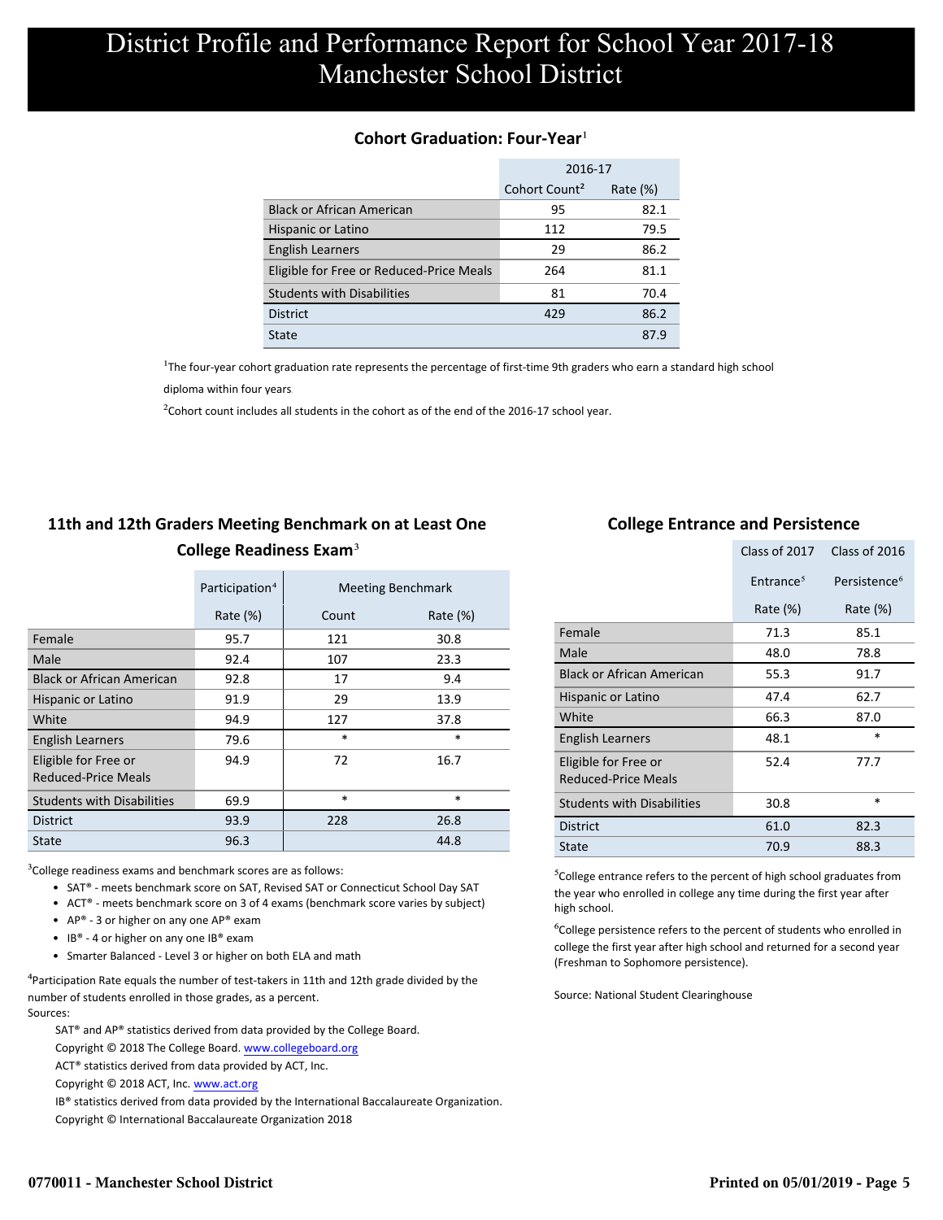# District Profile and Performance Report for School Year 2017-18
# Manchester School District

## Cohort Graduation: Four-Year[1]

| | 2016-17 | |
|---|---|---|
| | Cohort Count[2] | Rate (%) |
| Black or African American | 95 | 82.1 |
| Hispanic or Latino | 112 | 79.5 |
| English Learners | 29 | 86.2 |
| Eligible for Free or Reduced-Price Meals | 264 | 81.1 |
| Students with Disabilities | 81 | 70.4 |
| District | 429 | 86.2 |
| State | | 87.9 |

[1]The four-year cohort graduation rate represents the percentage of first-time 9th graders who earn a standard high school diploma within four years

[2]Cohort count includes all students in the cohort as of the end of the 2016-17 school year.

## 11th and 12th Graders Meeting Benchmark on at Least One College Readiness Exam[3]

| | Participation[4] | Meeting Benchmark | |
|---|---|---|---|
| | Rate (%) | Count | Rate (%) |
| Female | 95.7 | 121 | 30.8 |
| Male | 92.4 | 107 | 23.3 |
| Black or African American | 92.8 | 17 | 9.4 |
| Hispanic or Latino | 91.9 | 29 | 13.9 |
| White | 94.9 | 127 | 37.8 |
| English Learners | 79.6 | * | * |
| Eligible for Free or Reduced-Price Meals | 94.9 | 72 | 16.7 |
| Students with Disabilities | 69.9 | * | * |
| District | 93.9 | 228 | 26.8 |
| State | 96.3 | | 44.8 |

[3]College readiness exams and benchmark scores are as follows:

- SAT® - meets benchmark score on SAT, Revised SAT or Connecticut School Day SAT
- ACT® - meets benchmark score on 3 of 4 exams (benchmark score varies by subject)
- AP® - 3 or higher on any one AP® exam
- IB® - 4 or higher on any one IB® exam
- Smarter Balanced - Level 3 or higher on both ELA and math

[4]Participation Rate equals the number of test-takers in 11th and 12th grade divided by the number of students enrolled in those grades, as a percent.

Sources:

SAT® and AP® statistics derived from data provided by the College Board.
Copyright © 2018 The College Board. www.collegeboard.org

ACT® statistics derived from data provided by ACT, Inc.
Copyright © 2018 ACT, Inc. www.act.org

IB® statistics derived from data provided by the International Baccalaureate Organization.
Copyright © International Baccalaureate Organization 2018

## College Entrance and Persistence

| | Class of 2017 | Class of 2016 |
|---|---|---|
| | Entrance[5] | Persistence[6] |
| | Rate (%) | Rate (%) |
| Female | 71.3 | 85.1 |
| Male | 48.0 | 78.8 |
| Black or African American | 55.3 | 91.7 |
| Hispanic or Latino | 47.4 | 62.7 |
| White | 66.3 | 87.0 |
| English Learners | 48.1 | * |
| Eligible for Free or Reduced-Price Meals | 52.4 | 77.7 |
| Students with Disabilities | 30.8 | * |
| District | 61.0 | 82.3 |
| State | 70.9 | 88.3 |

[5]College entrance refers to the percent of high school graduates from the year who enrolled in college any time during the first year after high school.

[6]College persistence refers to the percent of students who enrolled in college the first year after high school and returned for a second year (Freshman to Sophomore persistence).

Source: National Student Clearinghouse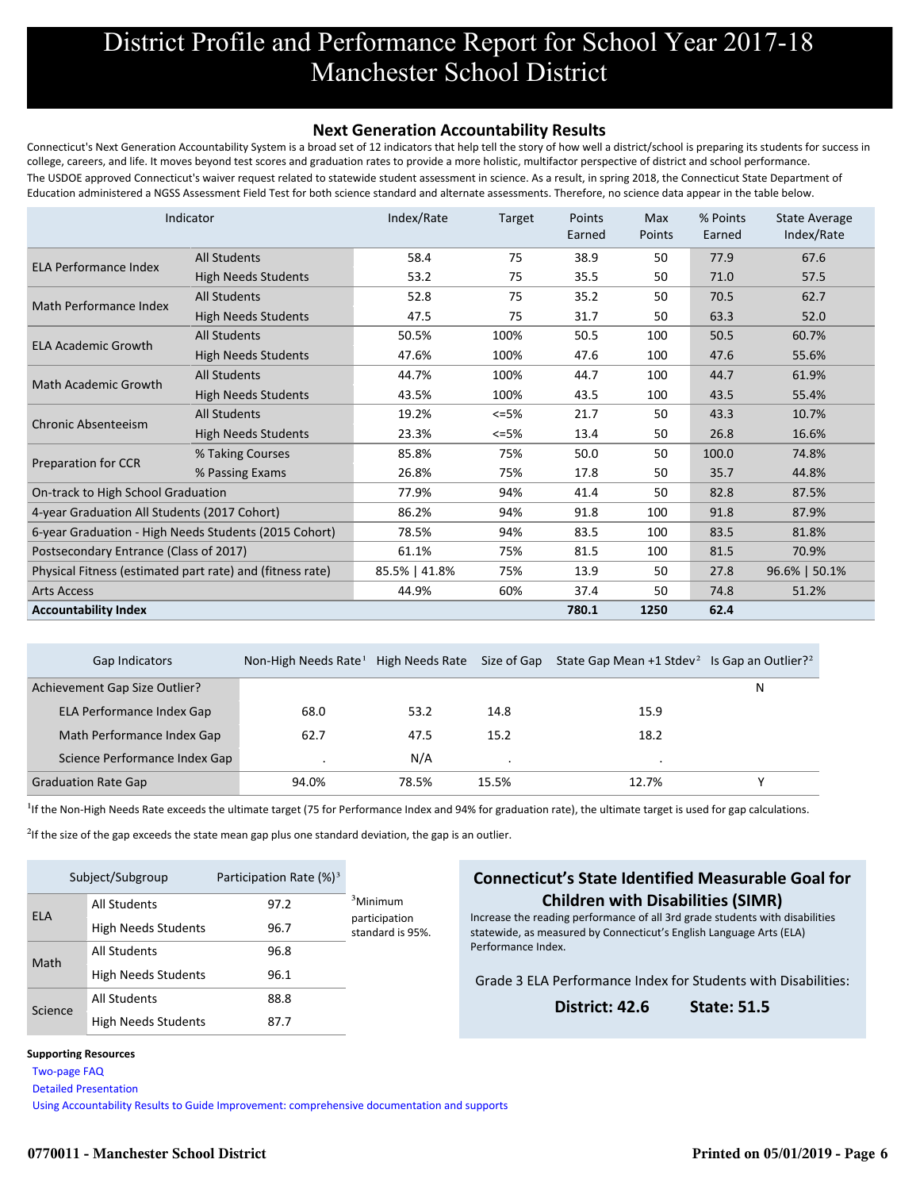# District Profile and Performance Report for School Year 2017-18
# Manchester School District

## Next Generation Accountability Results

Connecticut's Next Generation Accountability System is a broad set of 12 indicators that help tell the story of how well a district/school is preparing its students for success in college, careers, and life. It moves beyond test scores and graduation rates to provide a more holistic, multifactor perspective of district and school performance.

The USDOE approved Connecticut's waiver request related to statewide student assessment in science. As a result, in spring 2018, the Connecticut State Department of Education administered a NGSS Assessment Field Test for both science standard and alternate assessments. Therefore, no science data appear in the table below.

| Indicator | | Index/Rate | Target | Points Earned | Max Points | % Points Earned | State Average Index/Rate |
|---|---|---|---|---|---|---|---|
| ELA Performance Index | All Students | 58.4 | 75 | 38.9 | 50 | 77.9 | 67.6 |
| | High Needs Students | 53.2 | 75 | 35.5 | 50 | 71.0 | 57.5 |
| Math Performance Index | All Students | 52.8 | 75 | 35.2 | 50 | 70.5 | 62.7 |
| | High Needs Students | 47.5 | 75 | 31.7 | 50 | 63.3 | 52.0 |
| ELA Academic Growth | All Students | 50.5% | 100% | 50.5 | 100 | 50.5 | 60.7% |
| | High Needs Students | 47.6% | 100% | 47.6 | 100 | 47.6 | 55.6% |
| Math Academic Growth | All Students | 44.7% | 100% | 44.7 | 100 | 44.7 | 61.9% |
| | High Needs Students | 43.5% | 100% | 43.5 | 100 | 43.5 | 55.4% |
| Chronic Absenteeism | All Students | 19.2% | <=5% | 21.7 | 50 | 43.3 | 10.7% |
| | High Needs Students | 23.3% | <=5% | 13.4 | 50 | 26.8 | 16.6% |
| Preparation for CCR | % Taking Courses | 85.8% | 75% | 50.0 | 50 | 100.0 | 74.8% |
| | % Passing Exams | 26.8% | 75% | 17.8 | 50 | 35.7 | 44.8% |
| On-track to High School Graduation | | 77.9% | 94% | 41.4 | 50 | 82.8 | 87.5% |
| 4-year Graduation All Students (2017 Cohort) | | 86.2% | 94% | 91.8 | 100 | 91.8 | 87.9% |
| 6-year Graduation - High Needs Students (2015 Cohort) | | 78.5% | 94% | 83.5 | 100 | 83.5 | 81.8% |
| Postsecondary Entrance (Class of 2017) | | 61.1% | 75% | 81.5 | 100 | 81.5 | 70.9% |
| Physical Fitness (estimated part rate) and (fitness rate) | | 85.5% \| 41.8% | 75% | 13.9 | 50 | 27.8 | 96.6% \| 50.1% |
| Arts Access | | 44.9% | 60% | 37.4 | 50 | 74.8 | 51.2% |
| **Accountability Index** | | | | **780.1** | **1250** | **62.4** | |

| Gap Indicators | Non-High Needs Rate[1] | High Needs Rate | Size of Gap | State Gap Mean +1 Stdev[2] | Is Gap an Outlier?[2] |
|---|---|---|---|---|---|
| Achievement Gap Size Outlier? | | | | | N |
| ELA Performance Index Gap | 68.0 | 53.2 | 14.8 | 15.9 | |
| Math Performance Index Gap | 62.7 | 47.5 | 15.2 | 18.2 | |
| Science Performance Index Gap | . | N/A | . | . | |
| Graduation Rate Gap | 94.0% | 78.5% | 15.5% | 12.7% | Y |

[1]If the Non-High Needs Rate exceeds the ultimate target (75 for Performance Index and 94% for graduation rate), the ultimate target is used for gap calculations.

[2]If the size of the gap exceeds the state mean gap plus one standard deviation, the gap is an outlier.

| Subject/Subgroup | | Participation Rate (%)[3] |
|---|---|---|
| ELA | All Students | 97.2 |
| | High Needs Students | 96.7 |
| Math | All Students | 96.8 |
| | High Needs Students | 96.1 |
| Science | All Students | 88.8 |
| | High Needs Students | 87.7 |

[3]Minimum participation standard is 95%.

### Connecticut's State Identified Measurable Goal for Children with Disabilities (SIMR)

Increase the reading performance of all 3rd grade students with disabilities statewide, as measured by Connecticut's English Language Arts (ELA) Performance Index.

Grade 3 ELA Performance Index for Students with Disabilities:

**District: 42.6** **State: 51.5**

**Supporting Resources**

- Two-page FAQ
- Detailed Presentation
- Using Accountability Results to Guide Improvement: comprehensive documentation and supports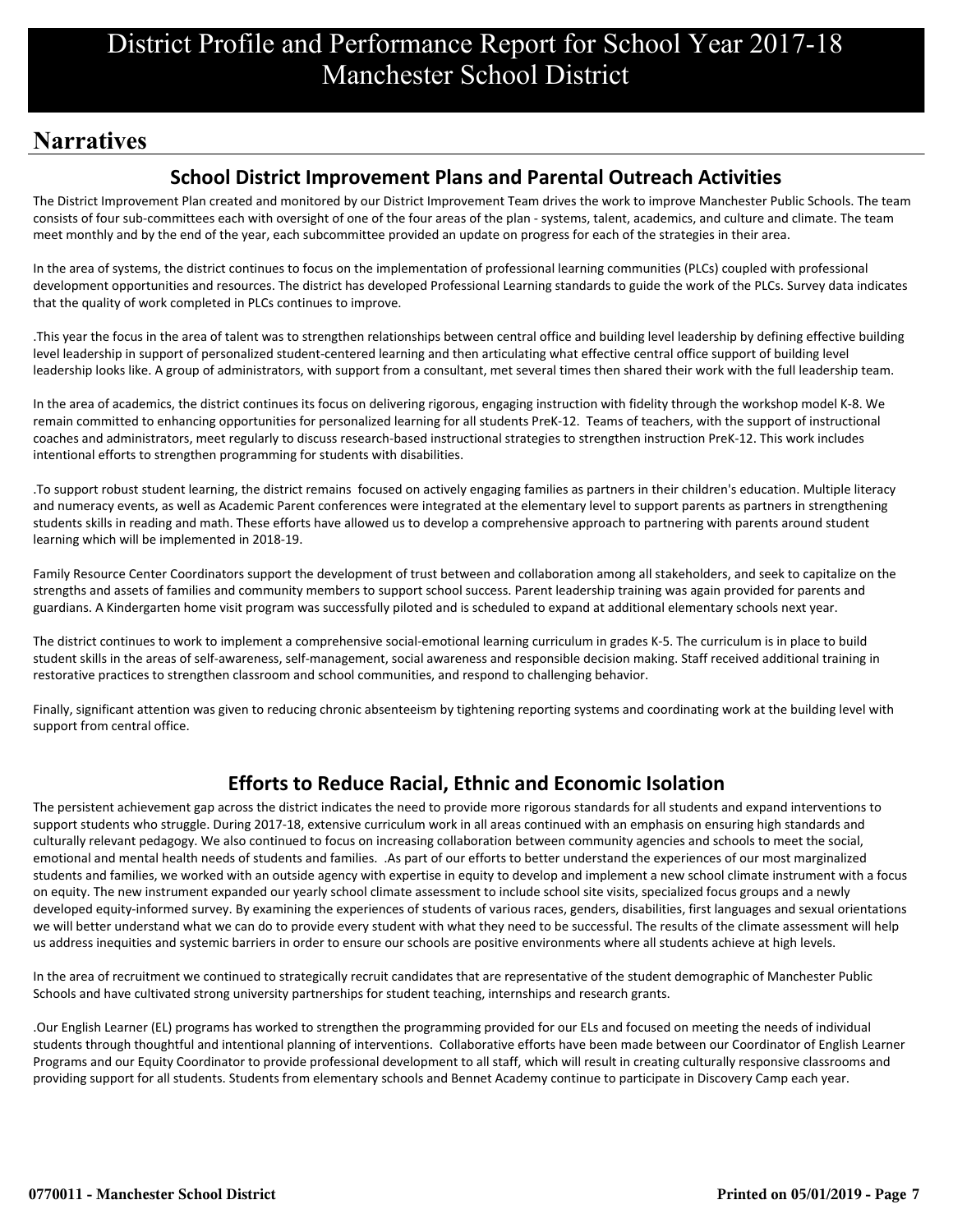# District Profile and Performance Report for School Year 2017-18
# Manchester School District

## Narratives

### School District Improvement Plans and Parental Outreach Activities

The District Improvement Plan created and monitored by our District Improvement Team drives the work to improve Manchester Public Schools. The team consists of four sub-committees each with oversight of one of the four areas of the plan - systems, talent, academics, and culture and climate. The team meet monthly and by the end of the year, each subcommittee provided an update on progress for each of the strategies in their area.

In the area of systems, the district continues to focus on the implementation of professional learning communities (PLCs) coupled with professional development opportunities and resources. The district has developed Professional Learning standards to guide the work of the PLCs. Survey data indicates that the quality of work completed in PLCs continues to improve.

.This year the focus in the area of talent was to strengthen relationships between central office and building level leadership by defining effective building level leadership in support of personalized student-centered learning and then articulating what effective central office support of building level leadership looks like. A group of administrators, with support from a consultant, met several times then shared their work with the full leadership team.

In the area of academics, the district continues its focus on delivering rigorous, engaging instruction with fidelity through the workshop model K-8. We remain committed to enhancing opportunities for personalized learning for all students PreK-12. Teams of teachers, with the support of instructional coaches and administrators, meet regularly to discuss research-based instructional strategies to strengthen instruction PreK-12. This work includes intentional efforts to strengthen programming for students with disabilities.

.To support robust student learning, the district remains focused on actively engaging families as partners in their children's education. Multiple literacy and numeracy events, as well as Academic Parent conferences were integrated at the elementary level to support parents as partners in strengthening students skills in reading and math. These efforts have allowed us to develop a comprehensive approach to partnering with parents around student learning which will be implemented in 2018-19.

Family Resource Center Coordinators support the development of trust between and collaboration among all stakeholders, and seek to capitalize on the strengths and assets of families and community members to support school success. Parent leadership training was again provided for parents and guardians. A Kindergarten home visit program was successfully piloted and is scheduled to expand at additional elementary schools next year.

The district continues to work to implement a comprehensive social-emotional learning curriculum in grades K-5. The curriculum is in place to build student skills in the areas of self-awareness, self-management, social awareness and responsible decision making. Staff received additional training in restorative practices to strengthen classroom and school communities, and respond to challenging behavior.

Finally, significant attention was given to reducing chronic absenteeism by tightening reporting systems and coordinating work at the building level with support from central office.

### Efforts to Reduce Racial, Ethnic and Economic Isolation

The persistent achievement gap across the district indicates the need to provide more rigorous standards for all students and expand interventions to support students who struggle. During 2017-18, extensive curriculum work in all areas continued with an emphasis on ensuring high standards and culturally relevant pedagogy. We also continued to focus on increasing collaboration between community agencies and schools to meet the social, emotional and mental health needs of students and families. .As part of our efforts to better understand the experiences of our most marginalized students and families, we worked with an outside agency with expertise in equity to develop and implement a new school climate instrument with a focus on equity. The new instrument expanded our yearly school climate assessment to include school site visits, specialized focus groups and a newly developed equity-informed survey. By examining the experiences of students of various races, genders, disabilities, first languages and sexual orientations we will better understand what we can do to provide every student with what they need to be successful. The results of the climate assessment will help us address inequities and systemic barriers in order to ensure our schools are positive environments where all students achieve at high levels.

In the area of recruitment we continued to strategically recruit candidates that are representative of the student demographic of Manchester Public Schools and have cultivated strong university partnerships for student teaching, internships and research grants.

.Our English Learner (EL) programs has worked to strengthen the programming provided for our ELs and focused on meeting the needs of individual students through thoughtful and intentional planning of interventions. Collaborative efforts have been made between our Coordinator of English Learner Programs and our Equity Coordinator to provide professional development to all staff, which will result in creating culturally responsive classrooms and providing support for all students. Students from elementary schools and Bennet Academy continue to participate in Discovery Camp each year.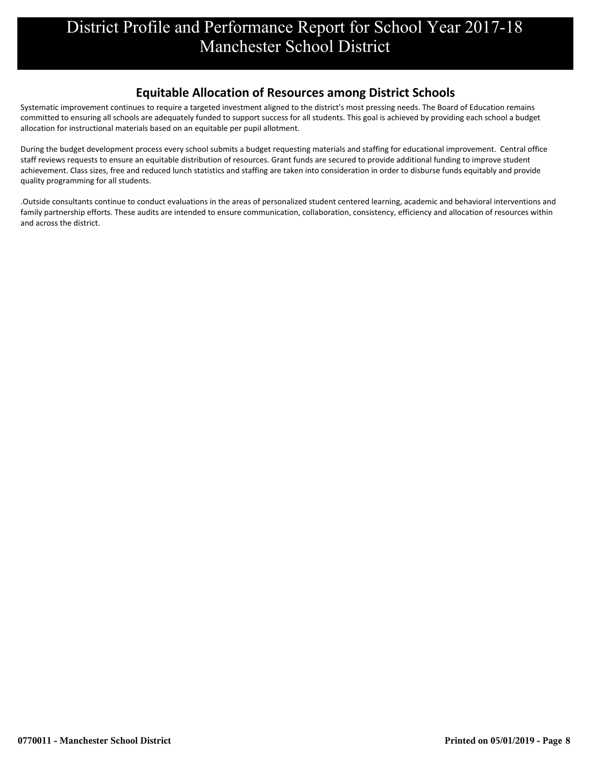## Equitable Allocation of Resources among District Schools

Systematic improvement continues to require a targeted investment aligned to the district's most pressing needs. The Board of Education remains committed to ensuring all schools are adequately funded to support success for all students. This goal is achieved by providing each school a budget allocation for instructional materials based on an equitable per pupil allotment.

During the budget development process every school submits a budget requesting materials and staffing for educational improvement. Central office staff reviews requests to ensure an equitable distribution of resources. Grant funds are secured to provide additional funding to improve student achievement. Class sizes, free and reduced lunch statistics and staffing are taken into consideration in order to disburse funds equitably and provide quality programming for all students.

.Outside consultants continue to conduct evaluations in the areas of personalized student centered learning, academic and behavioral interventions and family partnership efforts. These audits are intended to ensure communication, collaboration, consistency, efficiency and allocation of resources within and across the district.